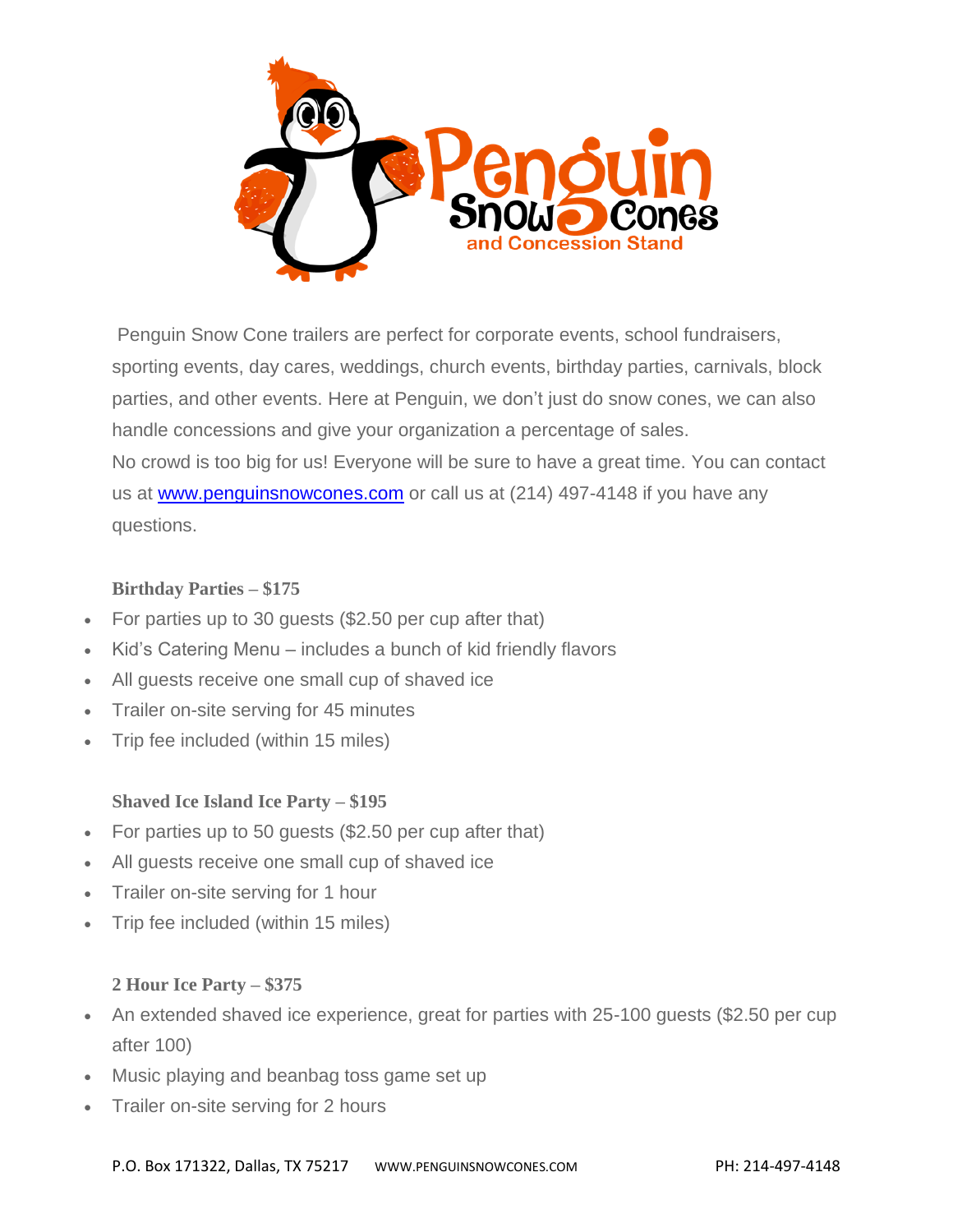Penguin Snow Cone trailers are perfect for corporate events, school fundraisers, sporting events, day cares, weddings, church events, birthday parties, carnivals, block parties, and other events. Here at Penguin, we don't just do snow cones, we can also handle concessions and give your organization a percentage of sales.

No crowd is too big for us! Everyone will be sure to have a great time. You can contact us at [www.penguinsnowcones.com](http://www.penguinsnowcones.com) or call us at (214) 497-4148 if you have any questions.

**Birthday Parties – $175**

- For parties up to 30 guests ($2.50 per cup after that)
- Kid's Catering Menu – includes a bunch of kid friendly flavors
- All guests receive one small cup of shaved ice
- Trailer on-site serving for 45 minutes
- Trip fee included (within 15 miles)

**Shaved Ice Island Ice Party – $195**

- For parties up to 50 guests ($2.50 per cup after that)
- All guests receive one small cup of shaved ice
- Trailer on-site serving for 1 hour
- Trip fee included (within 15 miles)

**2 Hour Ice Party – $375**

- An extended shaved ice experience, great for parties with 25-100 guests ($2.50 per cup after 100)
- Music playing and beanbag toss game set up
- Trailer on-site serving for 2 hours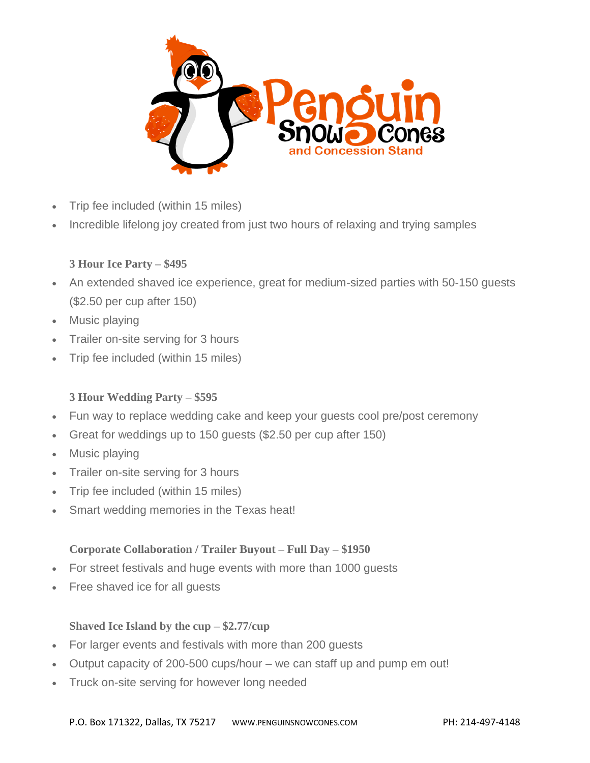- Trip fee included (within 15 miles)
- Incredible lifelong joy created from just two hours of relaxing and trying samples

**3 Hour Ice Party – $495**

- An extended shaved ice experience, great for medium-sized parties with 50-150 guests ($2.50 per cup after 150)
- Music playing
- Trailer on-site serving for 3 hours
- Trip fee included (within 15 miles)

**3 Hour Wedding Party – $595**

- Fun way to replace wedding cake and keep your guests cool pre/post ceremony
- Great for weddings up to 150 guests ($2.50 per cup after 150)
- Music playing
- Trailer on-site serving for 3 hours
- Trip fee included (within 15 miles)
- Smart wedding memories in the Texas heat!

**Corporate Collaboration / Trailer Buyout – Full Day – $1950**

- For street festivals and huge events with more than 1000 guests
- Free shaved ice for all guests

**Shaved Ice Island by the cup – $2.77/cup**

- For larger events and festivals with more than 200 guests
- Output capacity of 200-500 cups/hour – we can staff up and pump em out!
- Truck on-site serving for however long needed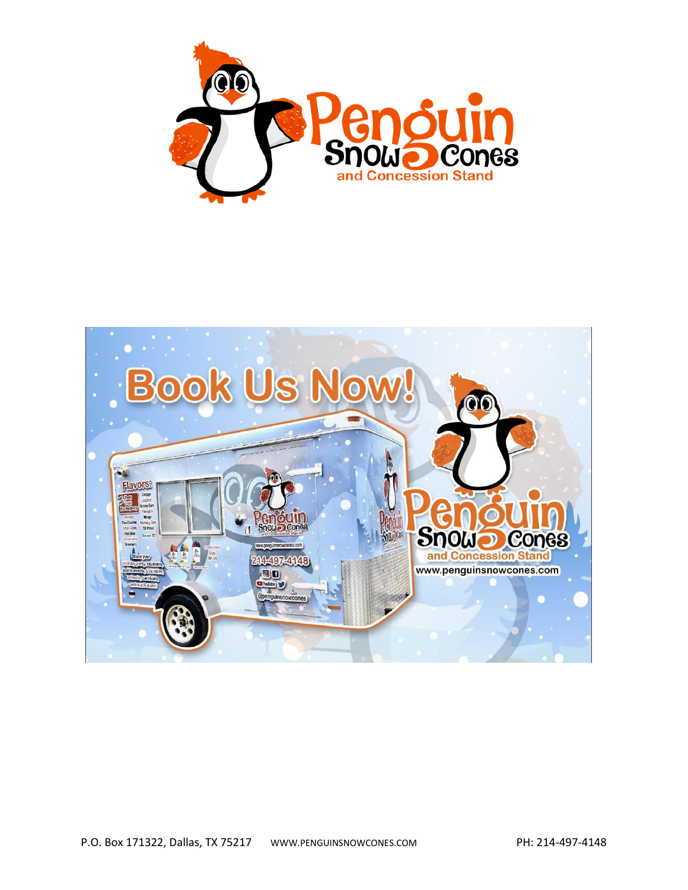P.O. Box 171322, Dallas, TX 75217 WWW.PENGUINSNOWCONES.COM PH: 214-497-4148